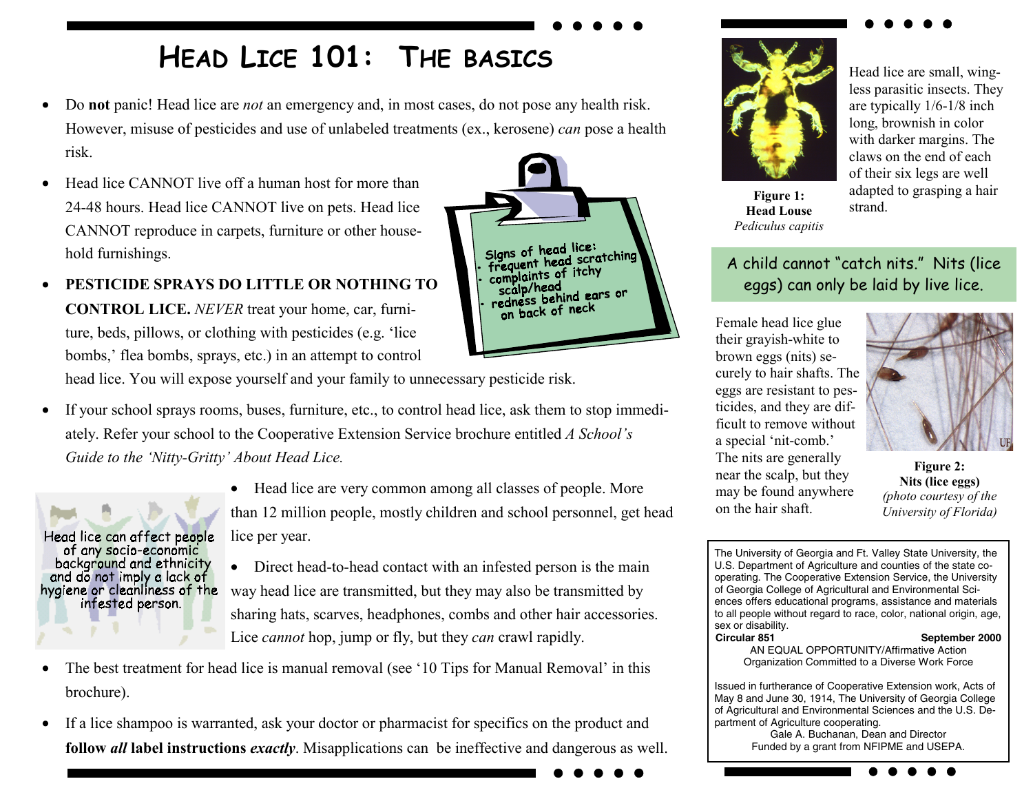# HEAD LICE 101: THE BASICS

- Do **not** panic! Head lice are *not* an emergency and, in most cases, do not pose any health risk. However, misuse of pesticides and use of unlabeled treatments (ex., kerosene) *can* pose a health risk.
- Head lice CANNOT live off a human host for more than 24-48 hours. Head lice CANNOT live on pets. Head lice CANNOT reproduce in carpets, furniture or other household furnishings.
- **PESTICIDE SPRAYS DO LITTLE OR NOTHING TO CONTROL LICE.** *NEVER* treat your home, car, furniture, beds, pillows, or clothing with pesticides (e.g. 'lice bombs,' flea bombs, sprays, etc.) in an attempt to control head lice. You will expose yourself and your family to unnecessary pesticide risk.
- If your school sprays rooms, buses, furniture, etc., to control head lice, ask them to stop immediately. Refer your school to the Cooperative Extension Service brochure entitled *A School's Guide to the 'Nitty-Gritty' About Head Lice.*

Signs of head lice:
- frequent head scratching
- complaints of itchy scalp/head
- redness behind ears or on back of neck

Head lice can affect people of any socio-economic background and ethnicity and do not imply a lack of hygiene or cleanliness of the infested person.

- Head lice are very common among all classes of people. More than 12 million people, mostly children and school personnel, get head lice per year.
- Direct head-to-head contact with an infested person is the main way head lice are transmitted, but they may also be transmitted by sharing hats, scarves, headphones, combs and other hair accessories. Lice *cannot* hop, jump or fly, but they *can* crawl rapidly.
- The best treatment for head lice is manual removal (see '10 Tips for Manual Removal' in this brochure).
- If a lice shampoo is warranted, ask your doctor or pharmacist for specifics on the product and **follow *all* label instructions *exactly***. Misapplications can be ineffective and dangerous as well.

**Figure 1: Head Louse**
*Pediculus capitis*

Head lice are small, wingless parasitic insects. They are typically 1/6-1/8 inch long, brownish in color with darker margins. The claws on the end of each of their six legs are well adapted to grasping a hair strand.

A child cannot "catch nits." Nits (lice eggs) can only be laid by live lice.

Female head lice glue their grayish-white to brown eggs (nits) securely to hair shafts. The eggs are resistant to pesticides, and they are difficult to remove without a special 'nit-comb.' The nits are generally near the scalp, but they may be found anywhere on the hair shaft.

**Figure 2: Nits (lice eggs)**
*(photo courtesy of the University of Florida)*

The University of Georgia and Ft. Valley State University, the U.S. Department of Agriculture and counties of the state cooperating. The Cooperative Extension Service, the University of Georgia College of Agricultural and Environmental Sciences offers educational programs, assistance and materials to all people without regard to race, color, national origin, age, sex or disability.

**Circular 851** **September 2000**

AN EQUAL OPPORTUNITY/Affirmative Action Organization Committed to a Diverse Work Force

Issued in furtherance of Cooperative Extension work, Acts of May 8 and June 30, 1914, The University of Georgia College of Agricultural and Environmental Sciences and the U.S. Department of Agriculture cooperating.
Gale A. Buchanan, Dean and Director
Funded by a grant from NFIPME and USEPA.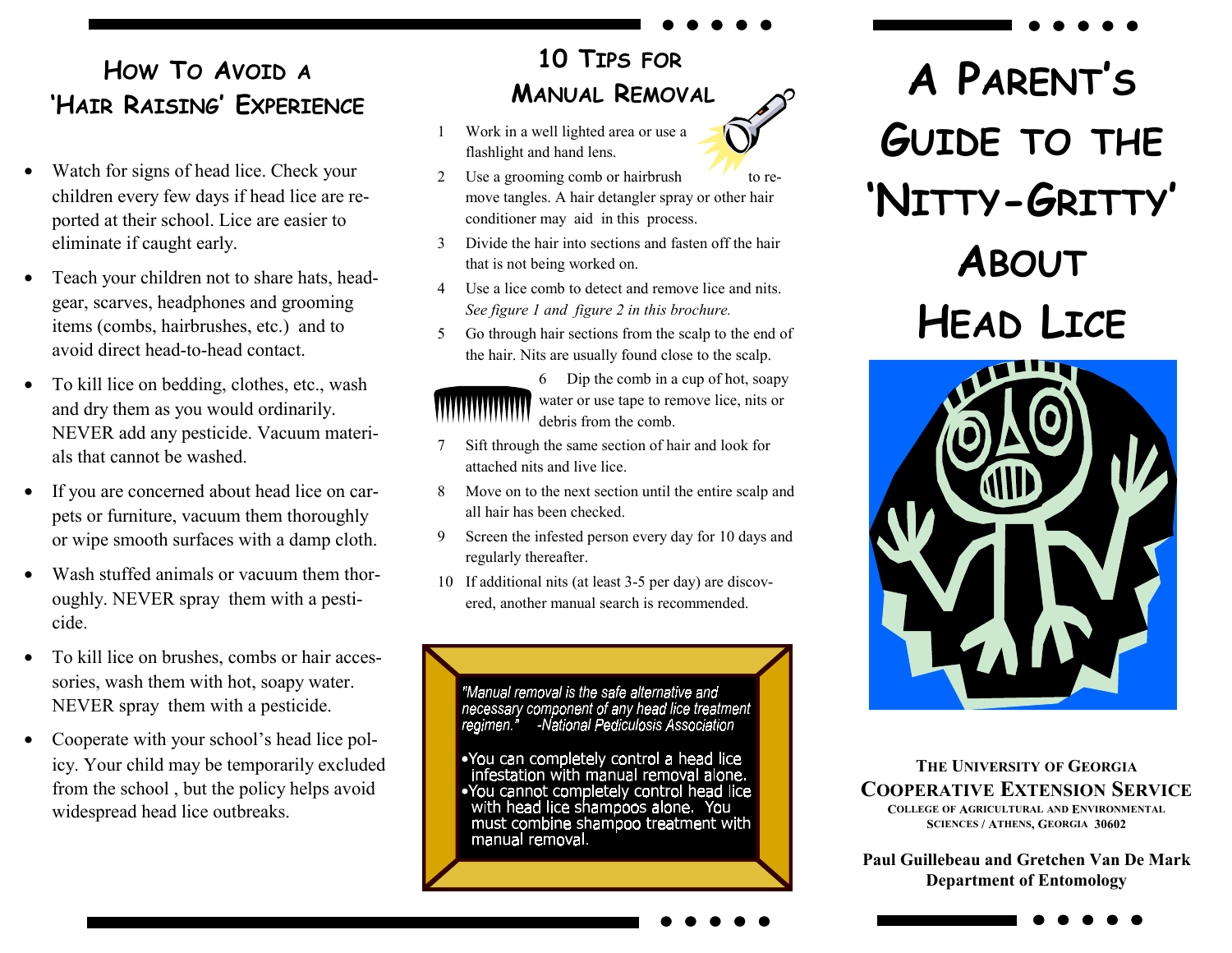## How To Avoid a 'Hair Raising' Experience

- Watch for signs of head lice. Check your children every few days if head lice are reported at their school. Lice are easier to eliminate if caught early.
- Teach your children not to share hats, headgear, scarves, headphones and grooming items (combs, hairbrushes, etc.) and to avoid direct head-to-head contact.
- To kill lice on bedding, clothes, etc., wash and dry them as you would ordinarily. NEVER add any pesticide. Vacuum materials that cannot be washed.
- If you are concerned about head lice on carpets or furniture, vacuum them thoroughly or wipe smooth surfaces with a damp cloth.
- Wash stuffed animals or vacuum them thoroughly. NEVER spray them with a pesticide.
- To kill lice on brushes, combs or hair accessories, wash them with hot, soapy water. NEVER spray them with a pesticide.
- Cooperate with your school's head lice policy. Your child may be temporarily excluded from the school , but the policy helps avoid widespread head lice outbreaks.

## 10 Tips for Manual Removal

1. Work in a well lighted area or use a flashlight and hand lens.
2. Use a grooming comb or hairbrush to remove tangles. A hair detangler spray or other hair conditioner may aid in this process.
3. Divide the hair into sections and fasten off the hair that is not being worked on.
4. Use a lice comb to detect and remove lice and nits. *See figure 1 and figure 2 in this brochure.*
5. Go through hair sections from the scalp to the end of the hair. Nits are usually found close to the scalp.
6. Dip the comb in a cup of hot, soapy water or use tape to remove lice, nits or debris from the comb.
7. Sift through the same section of hair and look for attached nits and live lice.
8. Move on to the next section until the entire scalp and all hair has been checked.
9. Screen the infested person every day for 10 days and regularly thereafter.
10. If additional nits (at least 3-5 per day) are discovered, another manual search is recommended.

*"Manual removal is the safe alternative and necessary component of any head lice treatment regimen." -National Pediculosis Association*

- You can completely control a head lice infestation with manual removal alone.
- You cannot completely control head lice with head lice shampoos alone. You must combine shampoo treatment with manual removal.

# A Parent's Guide to the 'Nitty-Gritty' About Head Lice

**The University of Georgia**
**Cooperative Extension Service**
**College of Agricultural and Environmental Sciences / Athens, Georgia 30602**

**Paul Guillebeau and Gretchen Van De Mark**
**Department of Entomology**